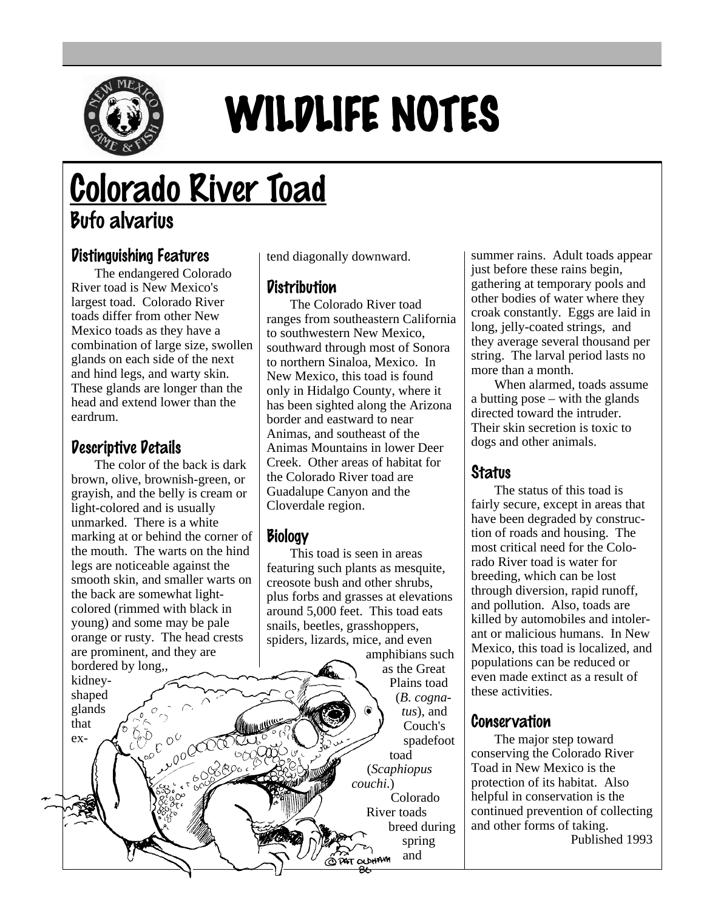# WILDLIFE NOTES

# Colorado River Toad

## *Bufo alvarius*

### Distinguishing Features

The endangered Colorado River toad is New Mexico's largest toad. Colorado River toads differ from other New Mexico toads as they have a combination of large size, swollen glands on each side of the next and hind legs, and warty skin. These glands are longer than the head and extend lower than the eardrum.

### Descriptive Details

The color of the back is dark brown, olive, brownish-green, or grayish, and the belly is cream or light-colored and is usually unmarked. There is a white marking at or behind the corner of the mouth. The warts on the hind legs are noticeable against the smooth skin, and smaller warts on the back are somewhat light-colored (rimmed with black in young) and some may be pale orange or rusty. The head crests are prominent, and they are bordered by long,, kidney-shaped glands that extend diagonally downward.

### Distribution

The Colorado River toad ranges from southeastern California to southwestern New Mexico, southward through most of Sonora to northern Sinaloa, Mexico. In New Mexico, this toad is found only in Hidalgo County, where it has been sighted along the Arizona border and eastward to near Animas, and southeast of the Animas Mountains in lower Deer Creek. Other areas of habitat for the Colorado River toad are Guadalupe Canyon and the Cloverdale region.

### Biology

This toad is seen in areas featuring such plants as mesquite, creosote bush and other shrubs, plus forbs and grasses at elevations around 5,000 feet. This toad eats snails, beetles, grasshoppers, spiders, lizards, mice, and even amphibians such as the Great Plains toad (*B. cognatus*), and Couch's spadefoot toad (*Scaphiopus couchi*.) Colorado River toads breed during spring and summer rains. Adult toads appear just before these rains begin, gathering at temporary pools and other bodies of water where they croak constantly. Eggs are laid in long, jelly-coated strings, and they average several thousand per string. The larval period lasts no more than a month.

When alarmed, toads assume a butting pose – with the glands directed toward the intruder. Their skin secretion is toxic to dogs and other animals.

### Status

The status of this toad is fairly secure, except in areas that have been degraded by construction of roads and housing. The most critical need for the Colorado River toad is water for breeding, which can be lost through diversion, rapid runoff, and pollution. Also, toads are killed by automobiles and intolerant or malicious humans. In New Mexico, this toad is localized, and populations can be reduced or even made extinct as a result of these activities.

### Conservation

The major step toward conserving the Colorado River Toad in New Mexico is the protection of its habitat. Also helpful in conservation is the continued prevention of collecting and other forms of taking.

Published 1993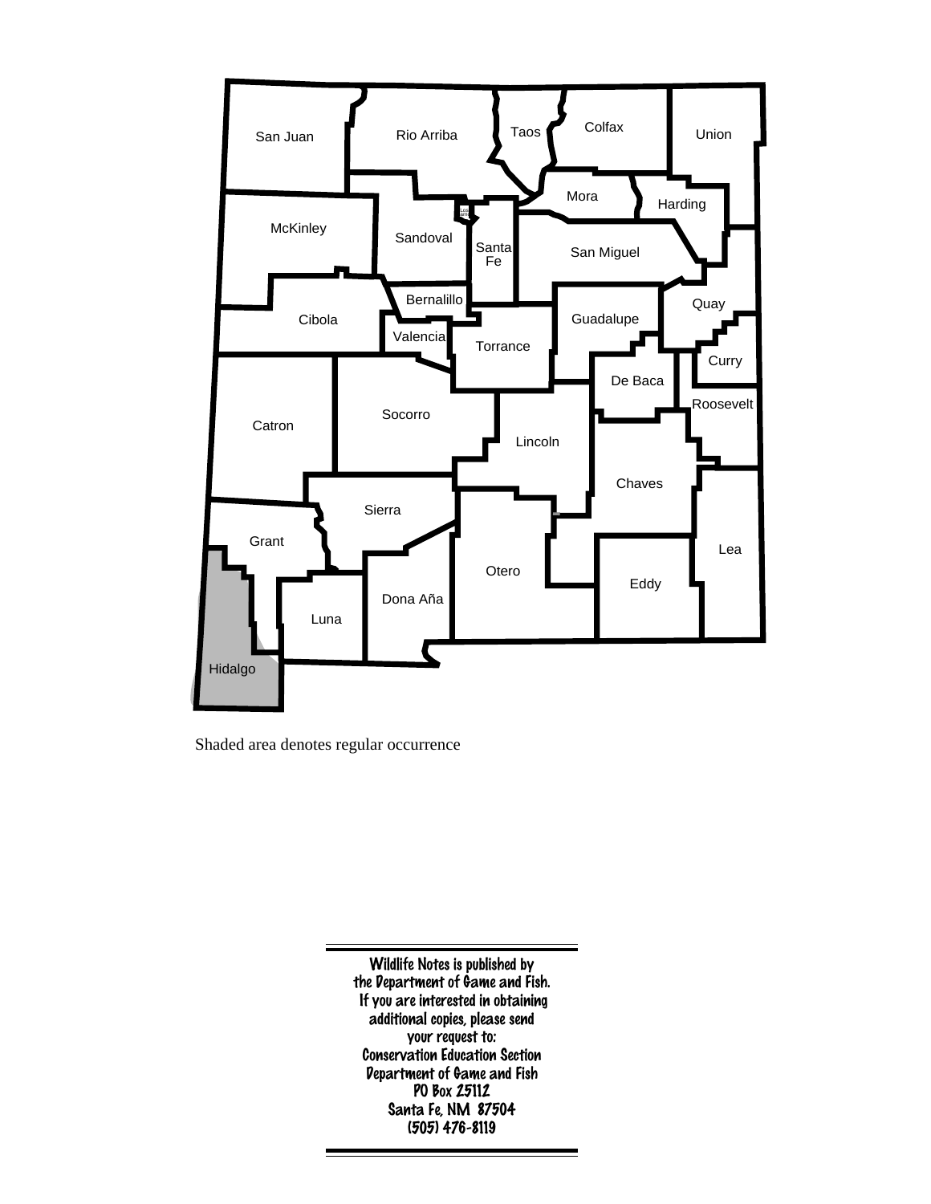San Juan

Rio Arriba

Taos

Colfax

Union

Mora

Harding

Los Alamos

McKinley

Sandoval

Santa Fe

San Miguel

Bernalillo

Quay

Cibola

Guadalupe

Valencia

Torrance

Curry

De Baca

Roosevelt

Socorro

Catron

Lincoln

Chaves

Sierra

Grant

Lea

Otero

Eddy

Dona Aña

Luna

Hidalgo

Shaded area denotes regular occurrence

Wildlife Notes is published by
the Department of Game and Fish.
If you are interested in obtaining
additional copies, please send
your request to:
Conservation Education Section
Department of Game and Fish
PO Box 25112
Santa Fe, NM 87504
(505) 476-8119